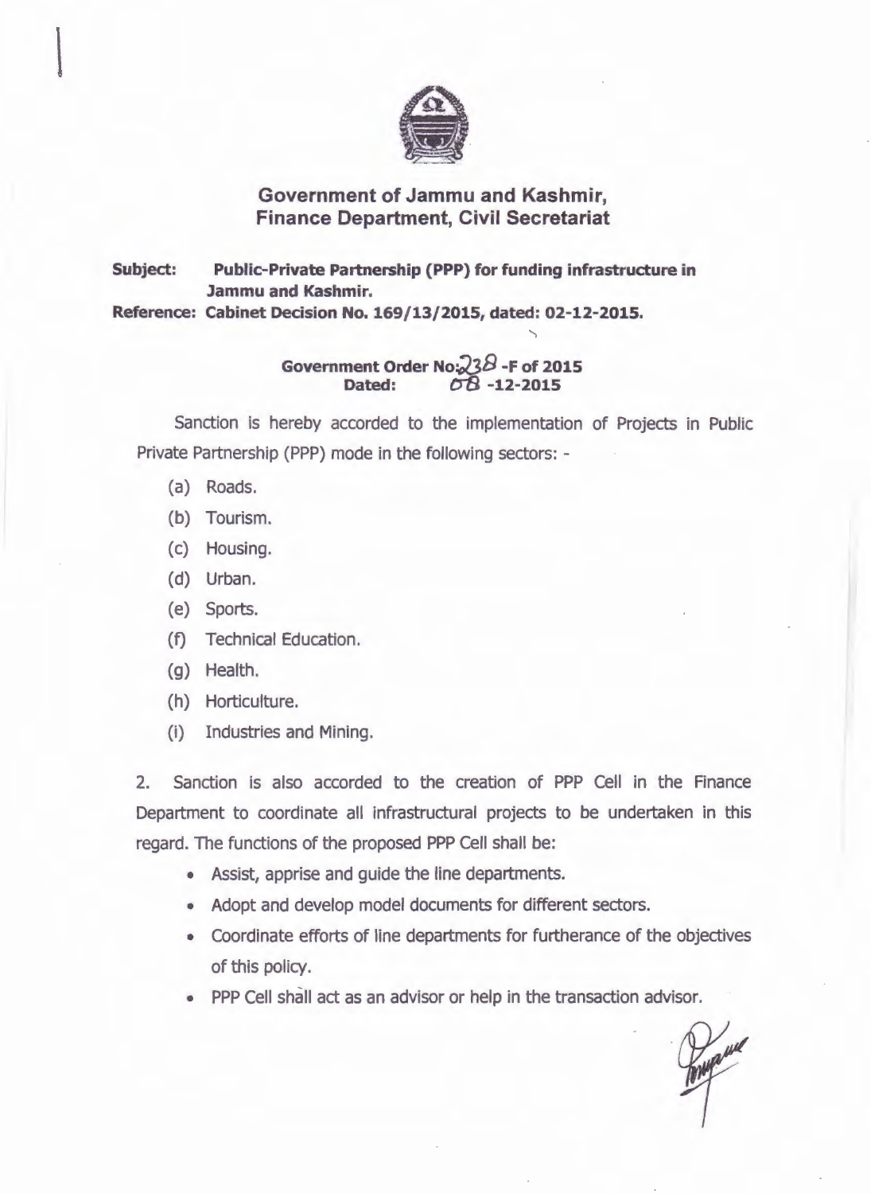# Government of Jammu and Kashmir, Finance Department, Civil Secretariat

**Subject:** **Public-Private Partnership (PPP) for funding infrastructure in Jammu and Kashmir.**

**Reference: Cabinet Decision No. 169/13/2015, dated: 02-12-2015.**

**Government Order No: 238 -F of 2015**
**Dated: 08 -12-2015**

Sanction is hereby accorded to the implementation of Projects in Public Private Partnership (PPP) mode in the following sectors: -

(a) Roads.
(b) Tourism.
(c) Housing.
(d) Urban.
(e) Sports.
(f) Technical Education.
(g) Health.
(h) Horticulture.
(i) Industries and Mining.

2. Sanction is also accorded to the creation of PPP Cell in the Finance Department to coordinate all infrastructural projects to be undertaken in this regard. The functions of the proposed PPP Cell shall be:

- Assist, apprise and guide the line departments.
- Adopt and develop model documents for different sectors.
- Coordinate efforts of line departments for furtherance of the objectives of this policy.
- PPP Cell shall act as an advisor or help in the transaction advisor.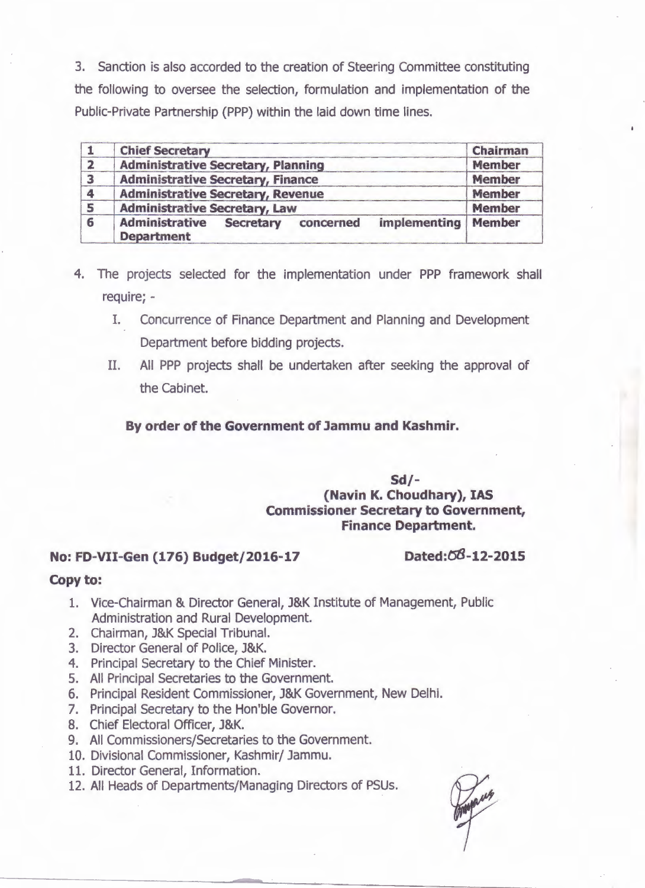3. Sanction is also accorded to the creation of Steering Committee constituting the following to oversee the selection, formulation and implementation of the Public-Private Partnership (PPP) within the laid down time lines.

| | | |
|---|---|---|
| **1** | **Chief Secretary** | **Chairman** |
| **2** | **Administrative Secretary, Planning** | **Member** |
| **3** | **Administrative Secretary, Finance** | **Member** |
| **4** | **Administrative Secretary, Revenue** | **Member** |
| **5** | **Administrative Secretary, Law** | **Member** |
| **6** | **Administrative Secretary concerned implementing Department** | **Member** |

4. The projects selected for the implementation under PPP framework shall require; -
   I. Concurrence of Finance Department and Planning and Development Department before bidding projects.
   II. All PPP projects shall be undertaken after seeking the approval of the Cabinet.

**By order of the Government of Jammu and Kashmir.**

**Sd/-**
**(Navin K. Choudhary), IAS**
**Commissioner Secretary to Government,**
**Finance Department.**

**No: FD-VII-Gen (176) Budget/2016-17** **Dated:08-12-2015**

**Copy to:**

1. Vice-Chairman & Director General, J&K Institute of Management, Public Administration and Rural Development.
2. Chairman, J&K Special Tribunal.
3. Director General of Police, J&K.
4. Principal Secretary to the Chief Minister.
5. All Principal Secretaries to the Government.
6. Principal Resident Commissioner, J&K Government, New Delhi.
7. Principal Secretary to the Hon'ble Governor.
8. Chief Electoral Officer, J&K.
9. All Commissioners/Secretaries to the Government.
10. Divisional Commissioner, Kashmir/ Jammu.
11. Director General, Information.
12. All Heads of Departments/Managing Directors of PSUs.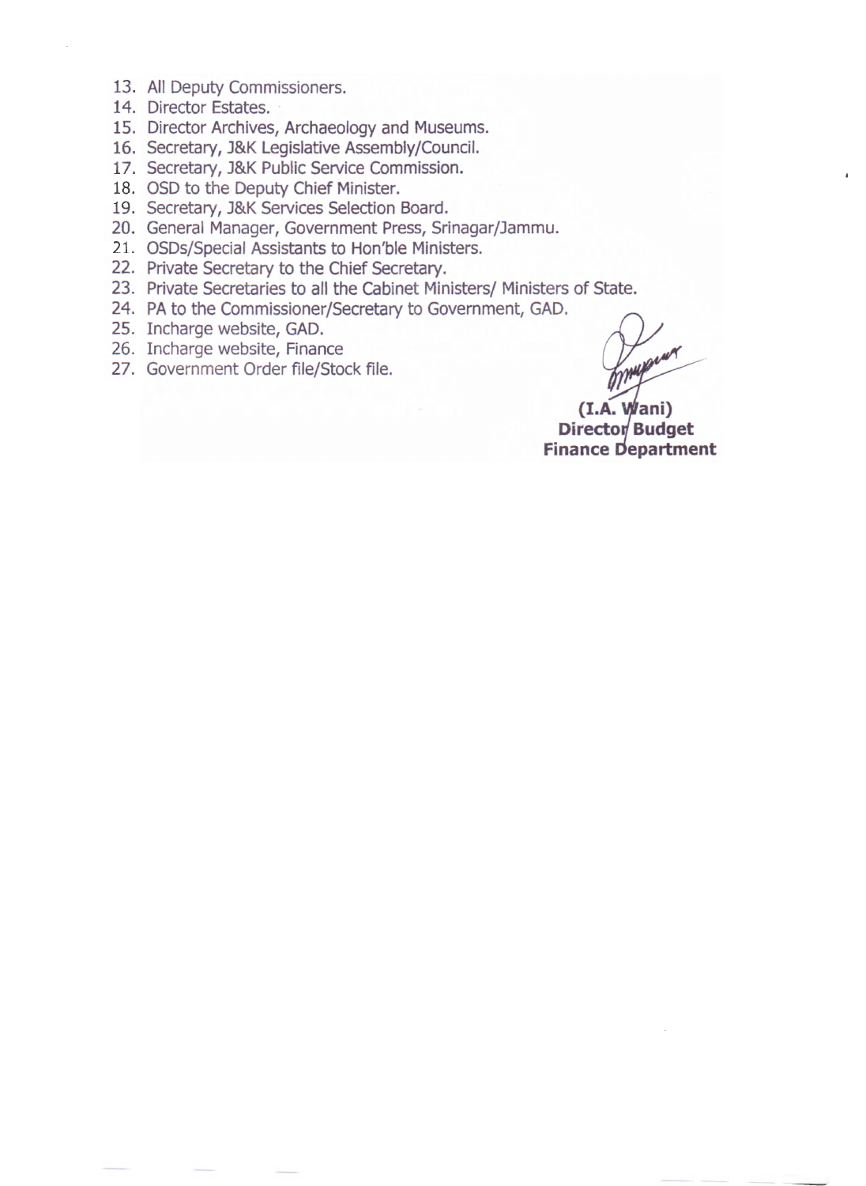13. All Deputy Commissioners.
14. Director Estates.
15. Director Archives, Archaeology and Museums.
16. Secretary, J&K Legislative Assembly/Council.
17. Secretary, J&K Public Service Commission.
18. OSD to the Deputy Chief Minister.
19. Secretary, J&K Services Selection Board.
20. General Manager, Government Press, Srinagar/Jammu.
21. OSDs/Special Assistants to Hon'ble Ministers.
22. Private Secretary to the Chief Secretary.
23. Private Secretaries to all the Cabinet Ministers/ Ministers of State.
24. PA to the Commissioner/Secretary to Government, GAD.
25. Incharge website, GAD.
26. Incharge website, Finance
27. Government Order file/Stock file.

**(I.A. Wani)**
**Director Budget**
**Finance Department**